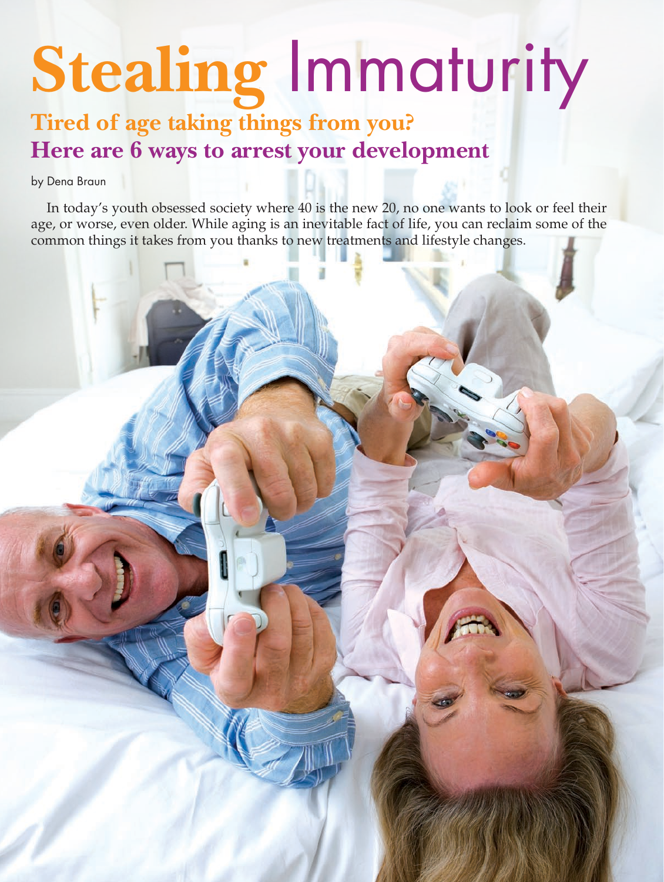# Stealing Immaturity

## Tired of age taking things from you? Here are 6 ways to arrest your development

by Dena Braun

In today's youth obsessed society where 40 is the new 20, no one wants to look or feel their age, or worse, even older. While aging is an inevitable fact of life, you can reclaim some of the common things it takes from you thanks to new treatments and lifestyle changes.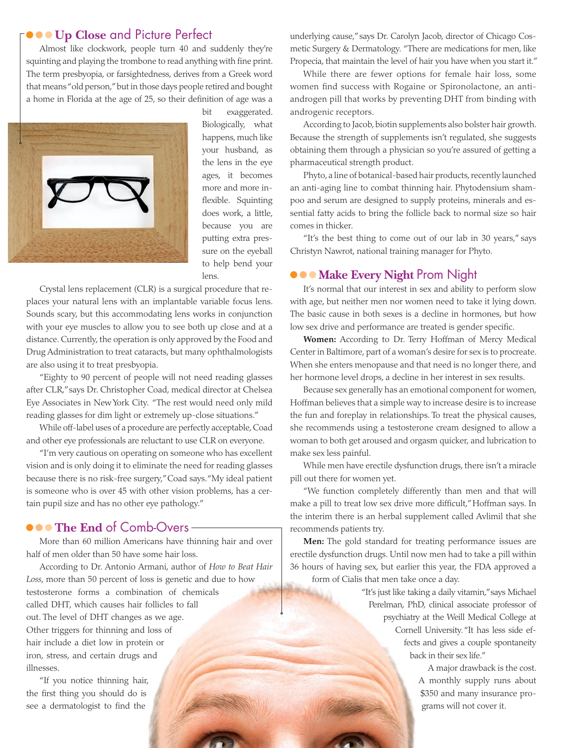## Up Close and Picture Perfect

Almost like clockwork, people turn 40 and suddenly they're squinting and playing the trombone to read anything with fine print. The term presbyopia, or farsightedness, derives from a Greek word that means "old person," but in those days people retired and bought a home in Florida at the age of 25, so their definition of age was a bit exaggerated. Biologically, what happens, much like your husband, as the lens in the eye ages, it becomes more and more inflexible. Squinting does work, a little, because you are putting extra pressure on the eyeball to help bend your lens.

Crystal lens replacement (CLR) is a surgical procedure that replaces your natural lens with an implantable variable focus lens. Sounds scary, but this accommodating lens works in conjunction with your eye muscles to allow you to see both up close and at a distance. Currently, the operation is only approved by the Food and Drug Administration to treat cataracts, but many ophthalmologists are also using it to treat presbyopia.

"Eighty to 90 percent of people will not need reading glasses after CLR," says Dr. Christopher Coad, medical director at Chelsea Eye Associates in New York City. "The rest would need only mild reading glasses for dim light or extremely up-close situations."

While off-label uses of a procedure are perfectly acceptable, Coad and other eye professionals are reluctant to use CLR on everyone.

"I'm very cautious on operating on someone who has excellent vision and is only doing it to eliminate the need for reading glasses because there is no risk-free surgery," Coad says. "My ideal patient is someone who is over 45 with other vision problems, has a certain pupil size and has no other eye pathology."

## The End of Comb-Overs

More than 60 million Americans have thinning hair and over half of men older than 50 have some hair loss.

According to Dr. Antonio Armani, author of *How to Beat Hair Loss*, more than 50 percent of loss is genetic and due to how testosterone forms a combination of chemicals called DHT, which causes hair follicles to fall out. The level of DHT changes as we age. Other triggers for thinning and loss of hair include a diet low in protein or iron, stress, and certain drugs and illnesses.

"If you notice thinning hair, the first thing you should do is see a dermatologist to find the underlying cause," says Dr. Carolyn Jacob, director of Chicago Cosmetic Surgery & Dermatology. "There are medications for men, like Propecia, that maintain the level of hair you have when you start it."

While there are fewer options for female hair loss, some women find success with Rogaine or Spironolactone, an anti-androgen pill that works by preventing DHT from binding with androgenic receptors.

According to Jacob, biotin supplements also bolster hair growth. Because the strength of supplements isn't regulated, she suggests obtaining them through a physician so you're assured of getting a pharmaceutical strength product.

Phyto, a line of botanical-based hair products, recently launched an anti-aging line to combat thinning hair. Phytodensium shampoo and serum are designed to supply proteins, minerals and essential fatty acids to bring the follicle back to normal size so hair comes in thicker.

"It's the best thing to come out of our lab in 30 years," says Christyn Nawrot, national training manager for Phyto.

## Make Every Night Prom Night

It's normal that our interest in sex and ability to perform slow with age, but neither men nor women need to take it lying down. The basic cause in both sexes is a decline in hormones, but how low sex drive and performance are treated is gender specific.

**Women:** According to Dr. Terry Hoffman of Mercy Medical Center in Baltimore, part of a woman's desire for sex is to procreate. When she enters menopause and that need is no longer there, and her hormone level drops, a decline in her interest in sex results.

Because sex generally has an emotional component for women, Hoffman believes that a simple way to increase desire is to increase the fun and foreplay in relationships. To treat the physical causes, she recommends using a testosterone cream designed to allow a woman to both get aroused and orgasm quicker, and lubrication to make sex less painful.

While men have erectile dysfunction drugs, there isn't a miracle pill out there for women yet.

"We function completely differently than men and that will make a pill to treat low sex drive more difficult," Hoffman says. In the interim there is an herbal supplement called Avlimil that she recommends patients try.

**Men:** The gold standard for treating performance issues are erectile dysfunction drugs. Until now men had to take a pill within 36 hours of having sex, but earlier this year, the FDA approved a form of Cialis that men take once a day.

"It's just like taking a daily vitamin," says Michael Perelman, PhD, clinical associate professor of psychiatry at the Weill Medical College at Cornell University. "It has less side effects and gives a couple spontaneity back in their sex life."

A major drawback is the cost. A monthly supply runs about $350 and many insurance programs will not cover it.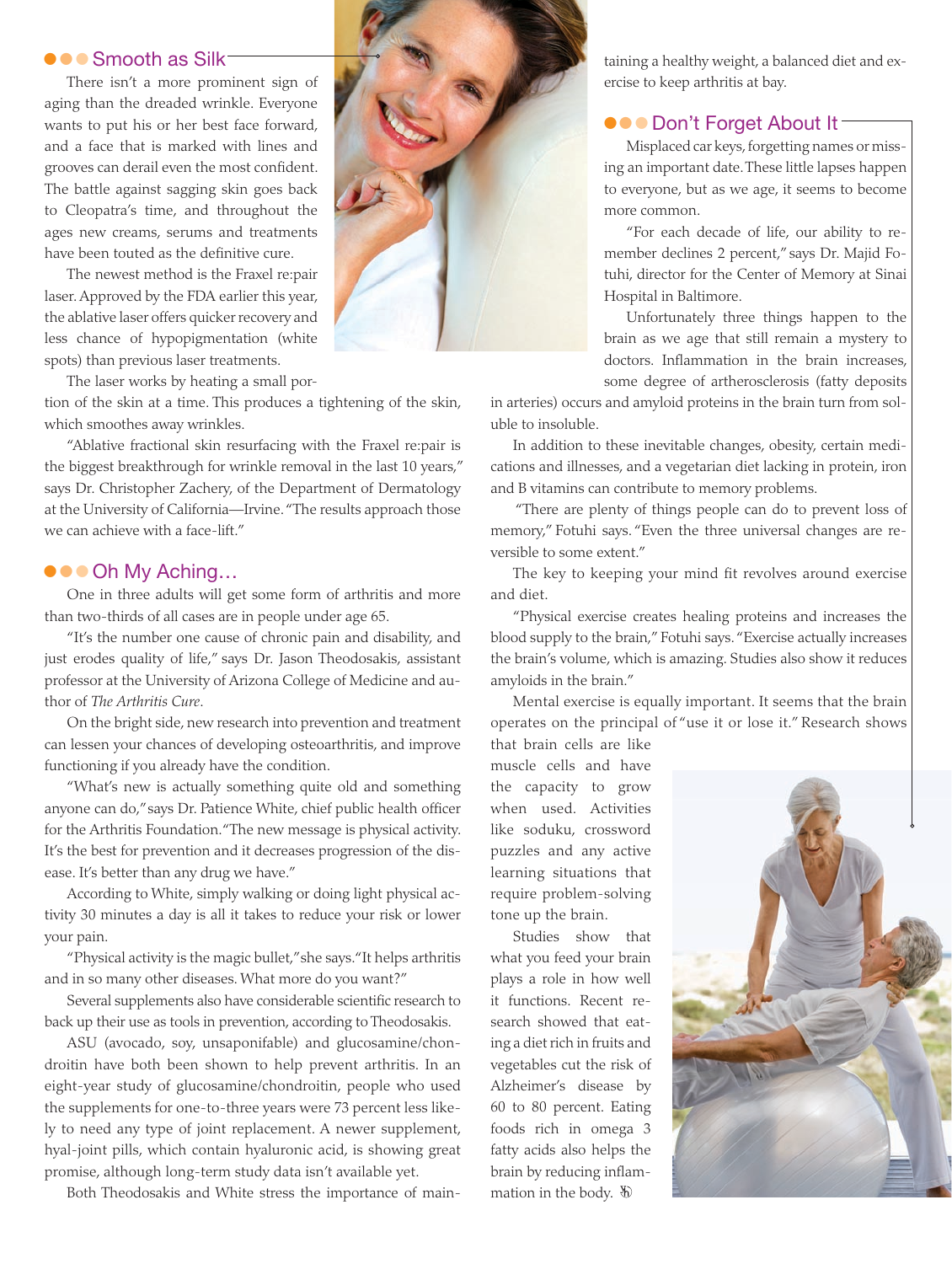## Smooth as Silk

There isn't a more prominent sign of aging than the dreaded wrinkle. Everyone wants to put his or her best face forward, and a face that is marked with lines and grooves can derail even the most confident. The battle against sagging skin goes back to Cleopatra's time, and throughout the ages new creams, serums and treatments have been touted as the definitive cure.

The newest method is the Fraxel re:pair laser. Approved by the FDA earlier this year, the ablative laser offers quicker recovery and less chance of hypopigmentation (white spots) than previous laser treatments.

The laser works by heating a small portion of the skin at a time. This produces a tightening of the skin, which smoothes away wrinkles.

"Ablative fractional skin resurfacing with the Fraxel re:pair is the biggest breakthrough for wrinkle removal in the last 10 years," says Dr. Christopher Zachery, of the Department of Dermatology at the University of California—Irvine. "The results approach those we can achieve with a face-lift."

## Oh My Aching…

One in three adults will get some form of arthritis and more than two-thirds of all cases are in people under age 65.

"It's the number one cause of chronic pain and disability, and just erodes quality of life," says Dr. Jason Theodosakis, assistant professor at the University of Arizona College of Medicine and author of *The Arthritis Cure*.

On the bright side, new research into prevention and treatment can lessen your chances of developing osteoarthritis, and improve functioning if you already have the condition.

"What's new is actually something quite old and something anyone can do," says Dr. Patience White, chief public health officer for the Arthritis Foundation. "The new message is physical activity. It's the best for prevention and it decreases progression of the disease. It's better than any drug we have."

According to White, simply walking or doing light physical activity 30 minutes a day is all it takes to reduce your risk or lower your pain.

"Physical activity is the magic bullet," she says. "It helps arthritis and in so many other diseases. What more do you want?"

Several supplements also have considerable scientific research to back up their use as tools in prevention, according to Theodosakis.

ASU (avocado, soy, unsaponifiable) and glucosamine/chondroitin have both been shown to help prevent arthritis. In an eight-year study of glucosamine/chondroitin, people who used the supplements for one-to-three years were 73 percent less likely to need any type of joint replacement. A newer supplement, hyal-joint pills, which contain hyaluronic acid, is showing great promise, although long-term study data isn't available yet.

Both Theodosakis and White stress the importance of maintaining a healthy weight, a balanced diet and exercise to keep arthritis at bay.

## Don't Forget About It

Misplaced car keys, forgetting names or missing an important date. These little lapses happen to everyone, but as we age, it seems to become more common.

"For each decade of life, our ability to remember declines 2 percent," says Dr. Majid Fotuhi, director for the Center of Memory at Sinai Hospital in Baltimore.

Unfortunately three things happen to the brain as we age that still remain a mystery to doctors. Inflammation in the brain increases, some degree of artherosclerosis (fatty deposits in arteries) occurs and amyloid proteins in the brain turn from soluble to insoluble.

In addition to these inevitable changes, obesity, certain medications and illnesses, and a vegetarian diet lacking in protein, iron and B vitamins can contribute to memory problems.

"There are plenty of things people can do to prevent loss of memory," Fotuhi says. "Even the three universal changes are reversible to some extent."

The key to keeping your mind fit revolves around exercise and diet.

"Physical exercise creates healing proteins and increases the blood supply to the brain," Fotuhi says. "Exercise actually increases the brain's volume, which is amazing. Studies also show it reduces amyloids in the brain."

Mental exercise is equally important. It seems that the brain operates on the principal of "use it or lose it." Research shows that brain cells are like muscle cells and have the capacity to grow when used. Activities like soduku, crossword puzzles and any active learning situations that require problem-solving tone up the brain.

Studies show that what you feed your brain plays a role in how well it functions. Recent research showed that eating a diet rich in fruits and vegetables cut the risk of Alzheimer's disease by 60 to 80 percent. Eating foods rich in omega 3 fatty acids also helps the brain by reducing inflammation in the body.